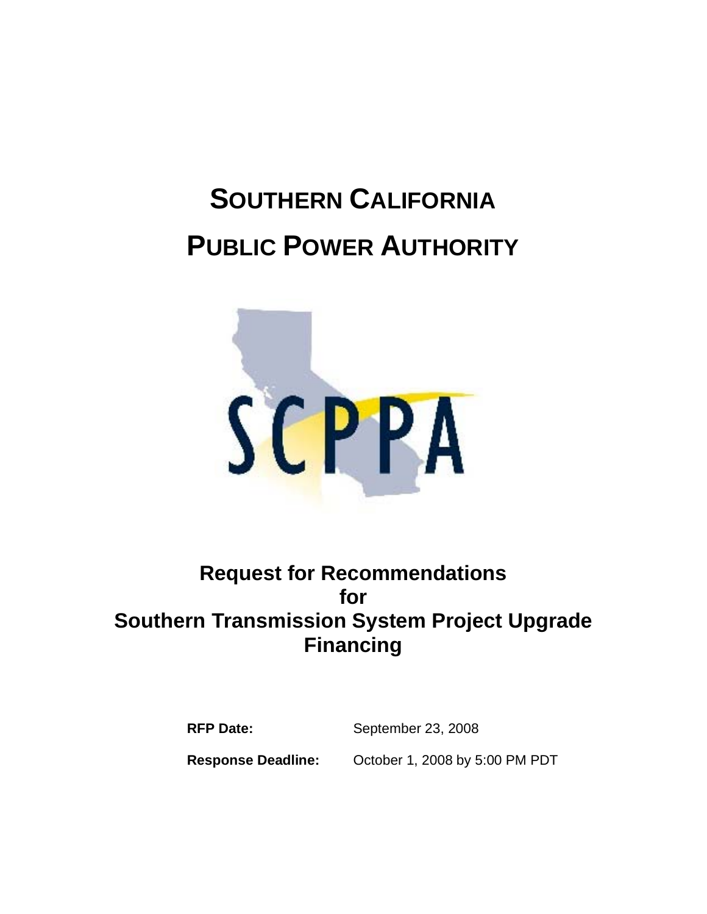# SOUTHERN CALIFORNIA PUBLIC POWER AUTHORITY

## Request for Recommendations for Southern Transmission System Project Upgrade Financing

**RFP Date:** September 23, 2008

**Response Deadline:** October 1, 2008 by 5:00 PM PDT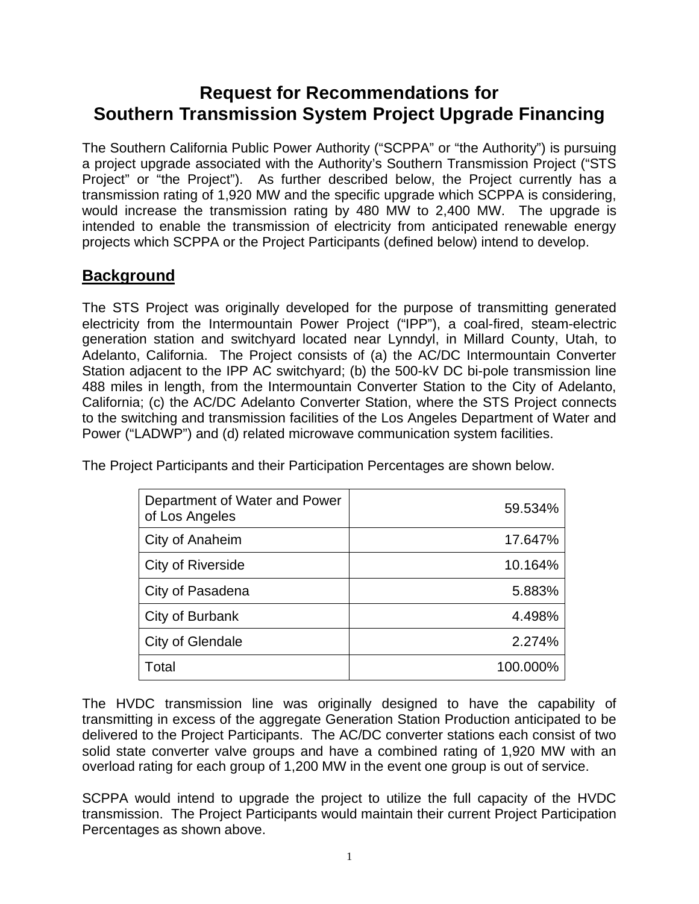# Request for Recommendations for Southern Transmission System Project Upgrade Financing

The Southern California Public Power Authority ("SCPPA" or "the Authority") is pursuing a project upgrade associated with the Authority's Southern Transmission Project ("STS Project" or "the Project"). As further described below, the Project currently has a transmission rating of 1,920 MW and the specific upgrade which SCPPA is considering, would increase the transmission rating by 480 MW to 2,400 MW. The upgrade is intended to enable the transmission of electricity from anticipated renewable energy projects which SCPPA or the Project Participants (defined below) intend to develop.

## Background

The STS Project was originally developed for the purpose of transmitting generated electricity from the Intermountain Power Project ("IPP"), a coal-fired, steam-electric generation station and switchyard located near Lynndyl, in Millard County, Utah, to Adelanto, California. The Project consists of (a) the AC/DC Intermountain Converter Station adjacent to the IPP AC switchyard; (b) the 500-kV DC bi-pole transmission line 488 miles in length, from the Intermountain Converter Station to the City of Adelanto, California; (c) the AC/DC Adelanto Converter Station, where the STS Project connects to the switching and transmission facilities of the Los Angeles Department of Water and Power ("LADWP") and (d) related microwave communication system facilities.

The Project Participants and their Participation Percentages are shown below.

| Project Participant | Participation Percentage |
|---|---:|
| Department of Water and Power of Los Angeles | 59.534% |
| City of Anaheim | 17.647% |
| City of Riverside | 10.164% |
| City of Pasadena | 5.883% |
| City of Burbank | 4.498% |
| City of Glendale | 2.274% |
| Total | 100.000% |

The HVDC transmission line was originally designed to have the capability of transmitting in excess of the aggregate Generation Station Production anticipated to be delivered to the Project Participants. The AC/DC converter stations each consist of two solid state converter valve groups and have a combined rating of 1,920 MW with an overload rating for each group of 1,200 MW in the event one group is out of service.

SCPPA would intend to upgrade the project to utilize the full capacity of the HVDC transmission. The Project Participants would maintain their current Project Participation Percentages as shown above.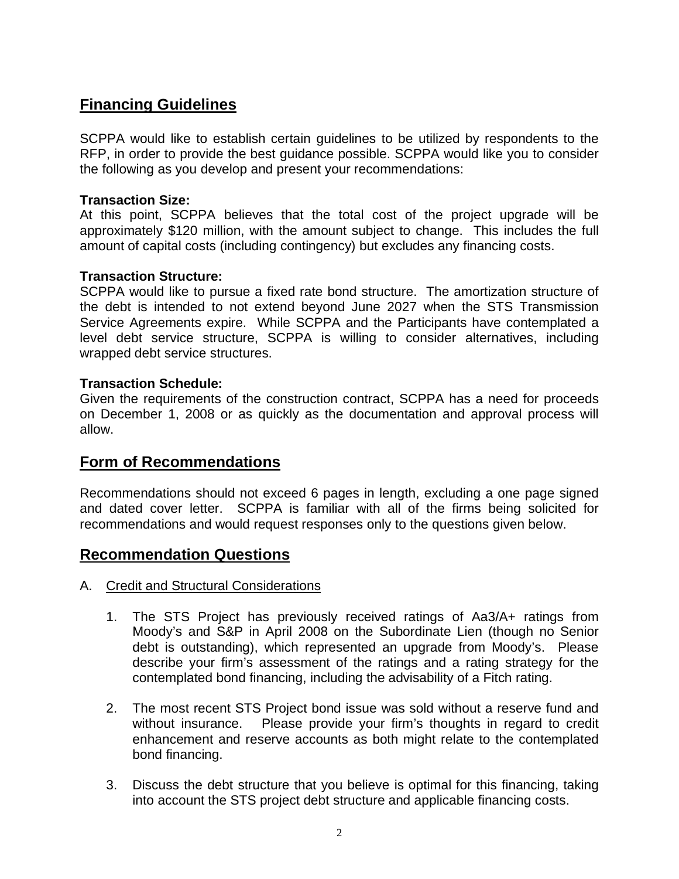## Financing Guidelines

SCPPA would like to establish certain guidelines to be utilized by respondents to the RFP, in order to provide the best guidance possible. SCPPA would like you to consider the following as you develop and present your recommendations:

**Transaction Size:**
At this point, SCPPA believes that the total cost of the project upgrade will be approximately $120 million, with the amount subject to change. This includes the full amount of capital costs (including contingency) but excludes any financing costs.

**Transaction Structure:**
SCPPA would like to pursue a fixed rate bond structure. The amortization structure of the debt is intended to not extend beyond June 2027 when the STS Transmission Service Agreements expire. While SCPPA and the Participants have contemplated a level debt service structure, SCPPA is willing to consider alternatives, including wrapped debt service structures.

**Transaction Schedule:**
Given the requirements of the construction contract, SCPPA has a need for proceeds on December 1, 2008 or as quickly as the documentation and approval process will allow.

## Form of Recommendations

Recommendations should not exceed 6 pages in length, excluding a one page signed and dated cover letter. SCPPA is familiar with all of the firms being solicited for recommendations and would request responses only to the questions given below.

## Recommendation Questions

A. Credit and Structural Considerations

1. The STS Project has previously received ratings of Aa3/A+ ratings from Moody's and S&P in April 2008 on the Subordinate Lien (though no Senior debt is outstanding), which represented an upgrade from Moody's. Please describe your firm's assessment of the ratings and a rating strategy for the contemplated bond financing, including the advisability of a Fitch rating.

2. The most recent STS Project bond issue was sold without a reserve fund and without insurance. Please provide your firm's thoughts in regard to credit enhancement and reserve accounts as both might relate to the contemplated bond financing.

3. Discuss the debt structure that you believe is optimal for this financing, taking into account the STS project debt structure and applicable financing costs.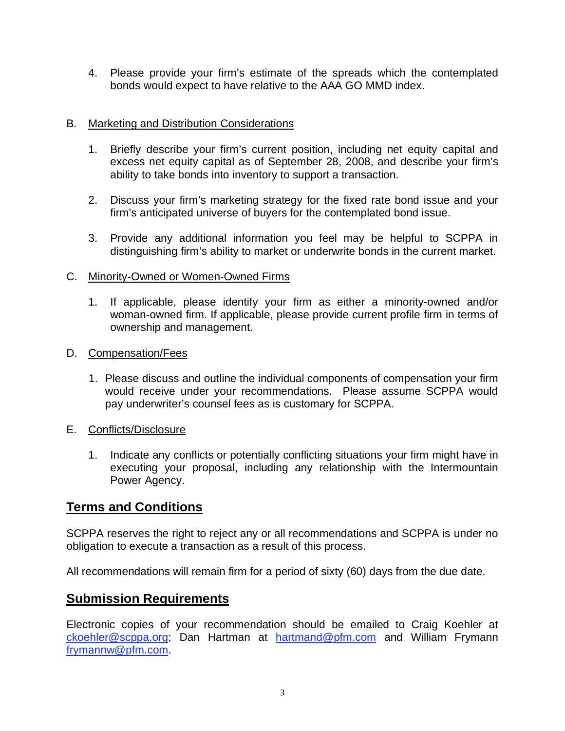4. Please provide your firm's estimate of the spreads which the contemplated bonds would expect to have relative to the AAA GO MMD index.

B. Marketing and Distribution Considerations

1. Briefly describe your firm's current position, including net equity capital and excess net equity capital as of September 28, 2008, and describe your firm's ability to take bonds into inventory to support a transaction.

2. Discuss your firm's marketing strategy for the fixed rate bond issue and your firm's anticipated universe of buyers for the contemplated bond issue.

3. Provide any additional information you feel may be helpful to SCPPA in distinguishing firm's ability to market or underwrite bonds in the current market.

C. Minority-Owned or Women-Owned Firms

1. If applicable, please identify your firm as either a minority-owned and/or woman-owned firm. If applicable, please provide current profile firm in terms of ownership and management.

D. Compensation/Fees

1. Please discuss and outline the individual components of compensation your firm would receive under your recommendations. Please assume SCPPA would pay underwriter's counsel fees as is customary for SCPPA.

E. Conflicts/Disclosure

1. Indicate any conflicts or potentially conflicting situations your firm might have in executing your proposal, including any relationship with the Intermountain Power Agency.

## Terms and Conditions

SCPPA reserves the right to reject any or all recommendations and SCPPA is under no obligation to execute a transaction as a result of this process.

All recommendations will remain firm for a period of sixty (60) days from the due date.

## Submission Requirements

Electronic copies of your recommendation should be emailed to Craig Koehler at ckoehler@scppa.org; Dan Hartman at hartmand@pfm.com and William Frymann frymannw@pfm.com.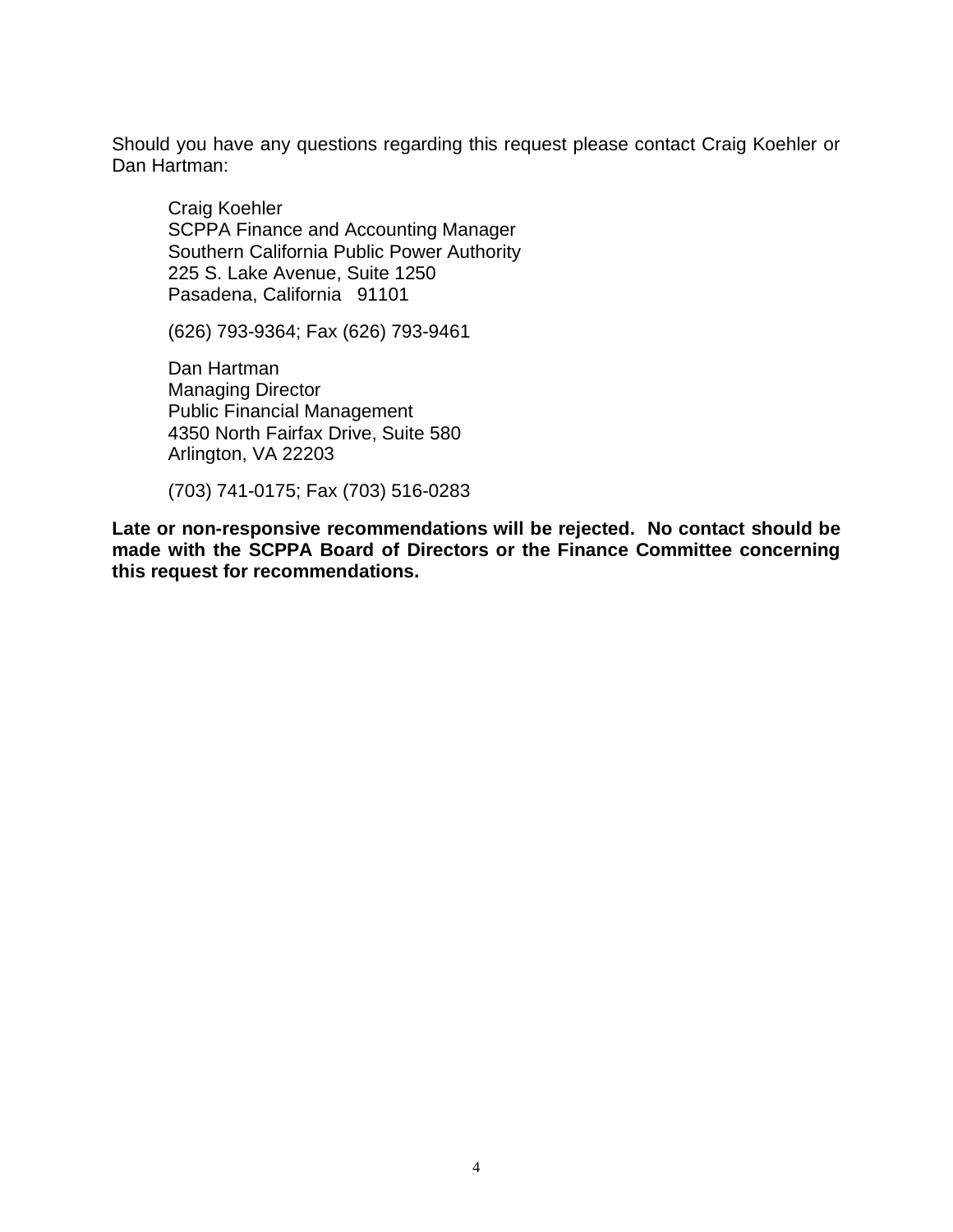Should you have any questions regarding this request please contact Craig Koehler or Dan Hartman:

Craig Koehler
SCPPA Finance and Accounting Manager
Southern California Public Power Authority
225 S. Lake Avenue, Suite 1250
Pasadena, California 91101

(626) 793-9364; Fax (626) 793-9461

Dan Hartman
Managing Director
Public Financial Management
4350 North Fairfax Drive, Suite 580
Arlington, VA 22203

(703) 741-0175; Fax (703) 516-0283

**Late or non-responsive recommendations will be rejected. No contact should be made with the SCPPA Board of Directors or the Finance Committee concerning this request for recommendations.**